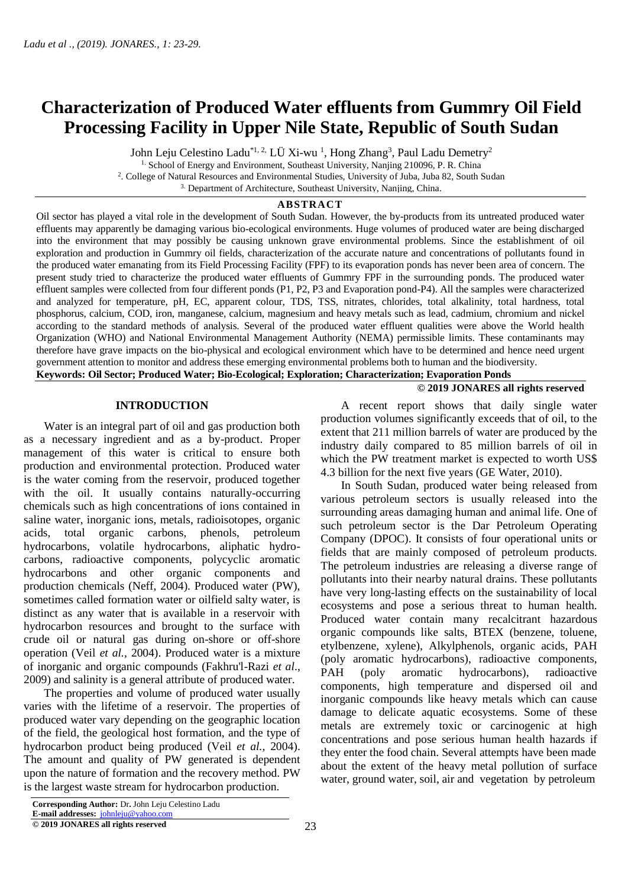# Characterization of Produced Water effluents from Gummry Oil Field Processing Facility in Upper Nile State, Republic of South Sudan

John Leju Celestino Ladu[*1, 2], LÜ Xi-wu [1], Hong Zhang[3], Paul Ladu Demetry[2]

[1] School of Energy and Environment, Southeast University, Nanjing 210096, P. R. China

[2]. College of Natural Resources and Environmental Studies, University of Juba, Juba 82, South Sudan

[3] Department of Architecture, Southeast University, Nanjing, China.

## ABSTRACT

Oil sector has played a vital role in the development of South Sudan. However, the by-products from its untreated produced water effluents may apparently be damaging various bio-ecological environments. Huge volumes of produced water are being discharged into the environment that may possibly be causing unknown grave environmental problems. Since the establishment of oil exploration and production in Gummry oil fields, characterization of the accurate nature and concentrations of pollutants found in the produced water emanating from its Field Processing Facility (FPF) to its evaporation ponds has never been area of concern. The present study tried to characterize the produced water effluents of Gummry FPF in the surrounding ponds. The produced water effluent samples were collected from four different ponds (P1, P2, P3 and Evaporation pond-P4). All the samples were characterized and analyzed for temperature, pH, EC, apparent colour, TDS, TSS, nitrates, chlorides, total alkalinity, total hardness, total phosphorus, calcium, COD, iron, manganese, calcium, magnesium and heavy metals such as lead, cadmium, chromium and nickel according to the standard methods of analysis. Several of the produced water effluent qualities were above the World health Organization (WHO) and National Environmental Management Authority (NEMA) permissible limits. These contaminants may therefore have grave impacts on the bio-physical and ecological environment which have to be determined and hence need urgent government attention to monitor and address these emerging environmental problems both to human and the biodiversity.

**Keywords: Oil Sector; Produced Water; Bio-Ecological; Exploration; Characterization; Evaporation Ponds**

**© 2019 JONARES all rights reserved**

## INTRODUCTION

Water is an integral part of oil and gas production both as a necessary ingredient and as a by-product. Proper management of this water is critical to ensure both production and environmental protection. Produced water is the water coming from the reservoir, produced together with the oil. It usually contains naturally-occurring chemicals such as high concentrations of ions contained in saline water, inorganic ions, metals, radioisotopes, organic acids, total organic carbons, phenols, petroleum hydrocarbons, volatile hydrocarbons, aliphatic hydrocarbons, radioactive components, polycyclic aromatic hydrocarbons and other organic components and production chemicals (Neff, 2004). Produced water (PW), sometimes called formation water or oilfield salty water, is distinct as any water that is available in a reservoir with hydrocarbon resources and brought to the surface with crude oil or natural gas during on-shore or off-shore operation (Veil *et al.,* 2004). Produced water is a mixture of inorganic and organic compounds (Fakhru'l-Razi *et al*., 2009) and salinity is a general attribute of produced water.

The properties and volume of produced water usually varies with the lifetime of a reservoir. The properties of produced water vary depending on the geographic location of the field, the geological host formation, and the type of hydrocarbon product being produced (Veil *et al.,* 2004). The amount and quality of PW generated is dependent upon the nature of formation and the recovery method. PW is the largest waste stream for hydrocarbon production.

A recent report shows that daily single water production volumes significantly exceeds that of oil, to the extent that 211 million barrels of water are produced by the industry daily compared to 85 million barrels of oil in which the PW treatment market is expected to worth US$ 4.3 billion for the next five years (GE Water, 2010).

In South Sudan, produced water being released from various petroleum sectors is usually released into the surrounding areas damaging human and animal life. One of such petroleum sector is the Dar Petroleum Operating Company (DPOC). It consists of four operational units or fields that are mainly composed of petroleum products. The petroleum industries are releasing a diverse range of pollutants into their nearby natural drains. These pollutants have very long-lasting effects on the sustainability of local ecosystems and pose a serious threat to human health. Produced water contain many recalcitrant hazardous organic compounds like salts, BTEX (benzene, toluene, etylbenzene, xylene), Alkylphenols, organic acids, PAH (poly aromatic hydrocarbons), radioactive components, PAH (poly aromatic hydrocarbons), radioactive components, high temperature and dispersed oil and inorganic compounds like heavy metals which can cause damage to delicate aquatic ecosystems. Some of these metals are extremely toxic or carcinogenic at high concentrations and pose serious human health hazards if they enter the food chain. Several attempts have been made about the extent of the heavy metal pollution of surface water, ground water, soil, air and vegetation by petroleum

**Corresponding Author:** Dr**.** John Leju Celestino Ladu
**E-mail addresses:** johnleju@yahoo.com
**© 2019 JONARES all rights reserved**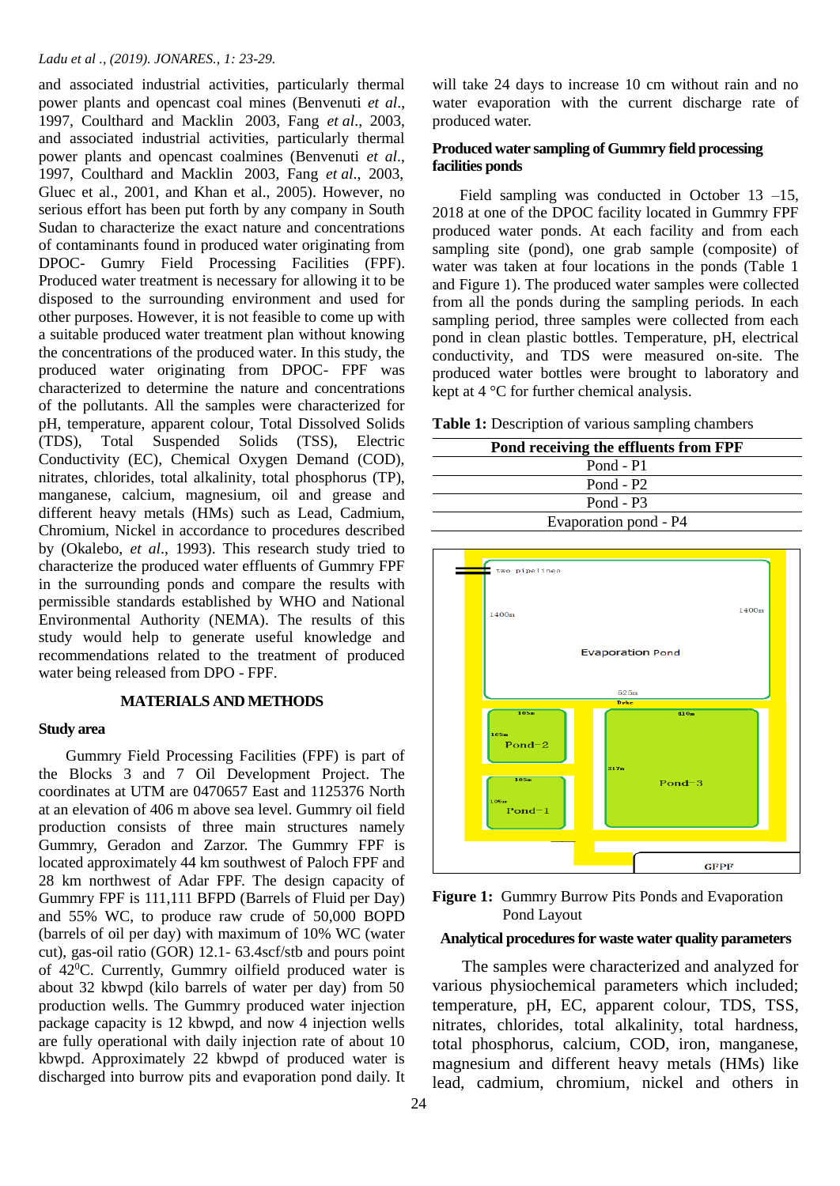and associated industrial activities, particularly thermal power plants and opencast coal mines (Benvenuti *et al*., 1997, Coulthard and Macklin 2003, Fang *et al*., 2003, and associated industrial activities, particularly thermal power plants and opencast coalmines (Benvenuti *et al*., 1997, Coulthard and Macklin 2003, Fang *et al*., 2003, Gluec et al., 2001, and Khan et al., 2005). However, no serious effort has been put forth by any company in South Sudan to characterize the exact nature and concentrations of contaminants found in produced water originating from DPOC- Gumry Field Processing Facilities (FPF). Produced water treatment is necessary for allowing it to be disposed to the surrounding environment and used for other purposes. However, it is not feasible to come up with a suitable produced water treatment plan without knowing the concentrations of the produced water. In this study, the produced water originating from DPOC- FPF was characterized to determine the nature and concentrations of the pollutants. All the samples were characterized for pH, temperature, apparent colour, Total Dissolved Solids (TDS), Total Suspended Solids (TSS), Electric Conductivity (EC), Chemical Oxygen Demand (COD), nitrates, chlorides, total alkalinity, total phosphorus (TP), manganese, calcium, magnesium, oil and grease and different heavy metals (HMs) such as Lead, Cadmium, Chromium, Nickel in accordance to procedures described by (Okalebo, *et al*., 1993). This research study tried to characterize the produced water effluents of Gummry FPF in the surrounding ponds and compare the results with permissible standards established by WHO and National Environmental Authority (NEMA). The results of this study would help to generate useful knowledge and recommendations related to the treatment of produced water being released from DPO - FPF.

## MATERIALS AND METHODS

### Study area

Gummry Field Processing Facilities (FPF) is part of the Blocks 3 and 7 Oil Development Project. The coordinates at UTM are 0470657 East and 1125376 North at an elevation of 406 m above sea level. Gummry oil field production consists of three main structures namely Gummry, Geradon and Zarzor. The Gummry FPF is located approximately 44 km southwest of Paloch FPF and 28 km northwest of Adar FPF. The design capacity of Gummry FPF is 111,111 BFPD (Barrels of Fluid per Day) and 55% WC, to produce raw crude of 50,000 BOPD (barrels of oil per day) with maximum of 10% WC (water cut), gas-oil ratio (GOR) 12.1- 63.4scf/stb and pours point of $42^0$C. Currently, Gummry oilfield produced water is about 32 kbwpd (kilo barrels of water per day) from 50 production wells. The Gummry produced water injection package capacity is 12 kbwpd, and now 4 injection wells are fully operational with daily injection rate of about 10 kbwpd. Approximately 22 kbwpd of produced water is discharged into burrow pits and evaporation pond daily. It will take 24 days to increase 10 cm without rain and no water evaporation with the current discharge rate of produced water.

### Produced water sampling of Gummry field processing facilities ponds

Field sampling was conducted in October 13 –15, 2018 at one of the DPOC facility located in Gummry FPF produced water ponds. At each facility and from each sampling site (pond), one grab sample (composite) of water was taken at four locations in the ponds (Table 1 and Figure 1). The produced water samples were collected from all the ponds during the sampling periods. In each sampling period, three samples were collected from each pond in clean plastic bottles. Temperature, pH, electrical conductivity, and TDS were measured on-site. The produced water bottles were brought to laboratory and kept at 4 °C for further chemical analysis.

**Table 1:** Description of various sampling chambers

| Pond receiving the effluents from FPF |
|---|
| Pond - P1 |
| Pond - P2 |
| Pond - P3 |
| Evaporation pond - P4 |

**Figure 1:** Gummry Burrow Pits Ponds and Evaporation Pond Layout

### Analytical procedures for waste water quality parameters

The samples were characterized and analyzed for various physiochemical parameters which included; temperature, pH, EC, apparent colour, TDS, TSS, nitrates, chlorides, total alkalinity, total hardness, total phosphorus, calcium, COD, iron, manganese, magnesium and different heavy metals (HMs) like lead, cadmium, chromium, nickel and others in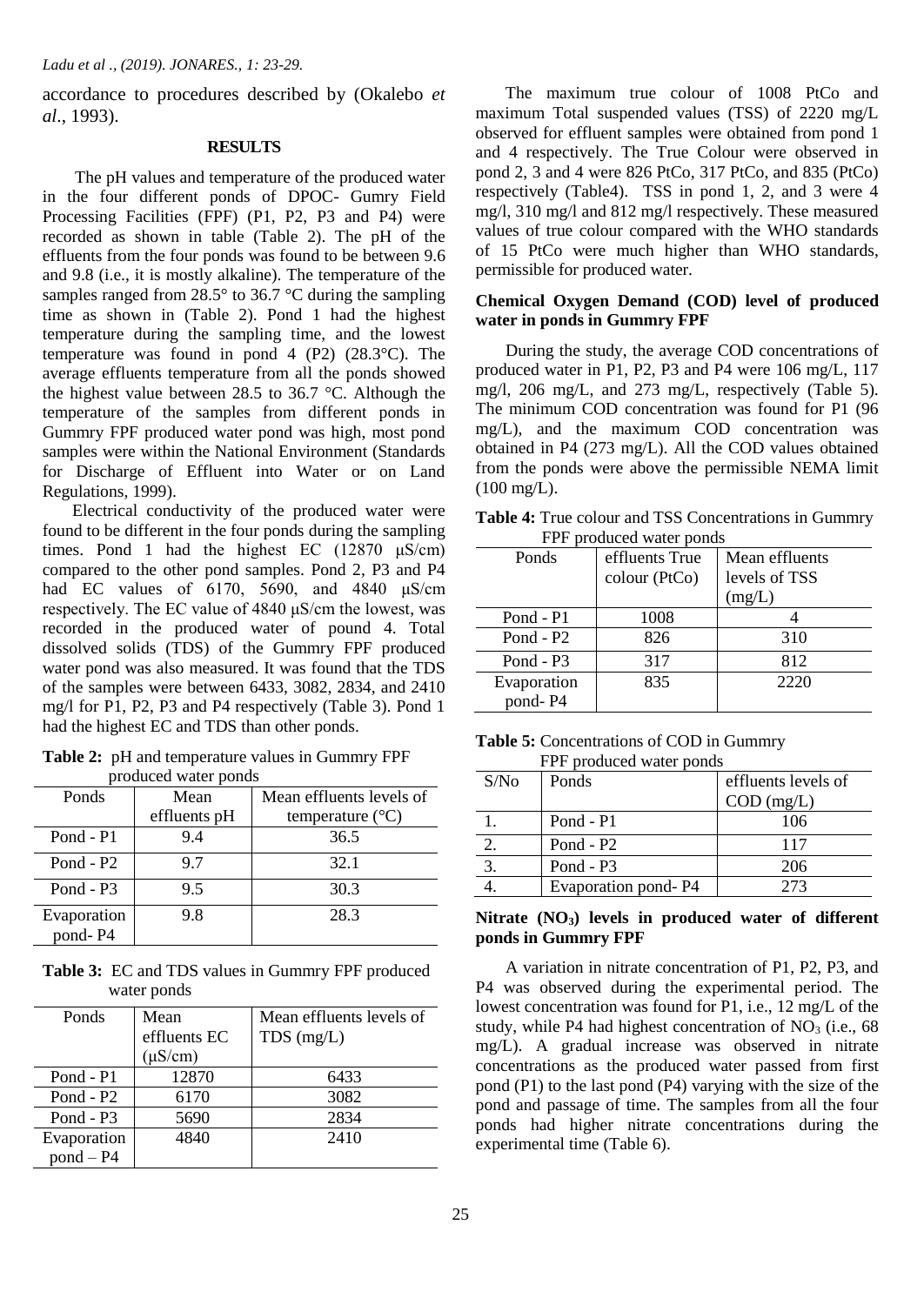accordance to procedures described by (Okalebo *et al*., 1993).

## RESULTS

The pH values and temperature of the produced water in the four different ponds of DPOC- Gumry Field Processing Facilities (FPF) (P1, P2, P3 and P4) were recorded as shown in table (Table 2). The pH of the effluents from the four ponds was found to be between 9.6 and 9.8 (i.e., it is mostly alkaline). The temperature of the samples ranged from 28.5° to 36.7 °C during the sampling time as shown in (Table 2). Pond 1 had the highest temperature during the sampling time, and the lowest temperature was found in pond 4 (P2) (28.3°C). The average effluents temperature from all the ponds showed the highest value between 28.5 to 36.7 °C. Although the temperature of the samples from different ponds in Gummry FPF produced water pond was high, most pond samples were within the National Environment (Standards for Discharge of Effluent into Water or on Land Regulations, 1999).

Electrical conductivity of the produced water were found to be different in the four ponds during the sampling times. Pond 1 had the highest EC (12870 μS/cm) compared to the other pond samples. Pond 2, P3 and P4 had EC values of 6170, 5690, and 4840 μS/cm respectively. The EC value of 4840 μS/cm the lowest, was recorded in the produced water of pound 4. Total dissolved solids (TDS) of the Gummry FPF produced water pond was also measured. It was found that the TDS of the samples were between 6433, 3082, 2834, and 2410 mg/l for P1, P2, P3 and P4 respectively (Table 3). Pond 1 had the highest EC and TDS than other ponds.

**Table 2:** pH and temperature values in Gummry FPF produced water ponds

| Ponds | Mean effluents pH | Mean effluents levels of temperature (°C) |
|---|---|---|
| Pond - P1 | 9.4 | 36.5 |
| Pond - P2 | 9.7 | 32.1 |
| Pond - P3 | 9.5 | 30.3 |
| Evaporation pond- P4 | 9.8 | 28.3 |

**Table 3:** EC and TDS values in Gummry FPF produced water ponds

| Ponds | Mean effluents EC (μS/cm) | Mean effluents levels of TDS (mg/L) |
|---|---|---|
| Pond - P1 | 12870 | 6433 |
| Pond - P2 | 6170 | 3082 |
| Pond - P3 | 5690 | 2834 |
| Evaporation pond – P4 | 4840 | 2410 |

The maximum true colour of 1008 PtCo and maximum Total suspended values (TSS) of 2220 mg/L observed for effluent samples were obtained from pond 1 and 4 respectively. The True Colour were observed in pond 2, 3 and 4 were 826 PtCo, 317 PtCo, and 835 (PtCo) respectively (Table4). TSS in pond 1, 2, and 3 were 4 mg/l, 310 mg/l and 812 mg/l respectively. These measured values of true colour compared with the WHO standards of 15 PtCo were much higher than WHO standards, permissible for produced water.

### Chemical Oxygen Demand (COD) level of produced water in ponds in Gummry FPF

During the study, the average COD concentrations of produced water in P1, P2, P3 and P4 were 106 mg/L, 117 mg/l, 206 mg/L, and 273 mg/L, respectively (Table 5). The minimum COD concentration was found for P1 (96 mg/L), and the maximum COD concentration was obtained in P4 (273 mg/L). All the COD values obtained from the ponds were above the permissible NEMA limit (100 mg/L).

**Table 4:** True colour and TSS Concentrations in Gummry FPF produced water ponds

| Ponds | effluents True colour (PtCo) | Mean effluents levels of TSS (mg/L) |
|---|---|---|
| Pond - P1 | 1008 | 4 |
| Pond - P2 | 826 | 310 |
| Pond - P3 | 317 | 812 |
| Evaporation pond- P4 | 835 | 2220 |

**Table 5:** Concentrations of COD in Gummry FPF produced water ponds

| S/No | Ponds | effluents levels of COD (mg/L) |
|---|---|---|
| 1. | Pond - P1 | 106 |
| 2. | Pond - P2 | 117 |
| 3. | Pond - P3 | 206 |
| 4. | Evaporation pond- P4 | 273 |

### Nitrate ($NO_3$) levels in produced water of different ponds in Gummry FPF

A variation in nitrate concentration of P1, P2, P3, and P4 was observed during the experimental period. The lowest concentration was found for P1, i.e., 12 mg/L of the study, while P4 had highest concentration of $NO_3$ (i.e., 68 mg/L). A gradual increase was observed in nitrate concentrations as the produced water passed from first pond (P1) to the last pond (P4) varying with the size of the pond and passage of time. The samples from all the four ponds had higher nitrate concentrations during the experimental time (Table 6).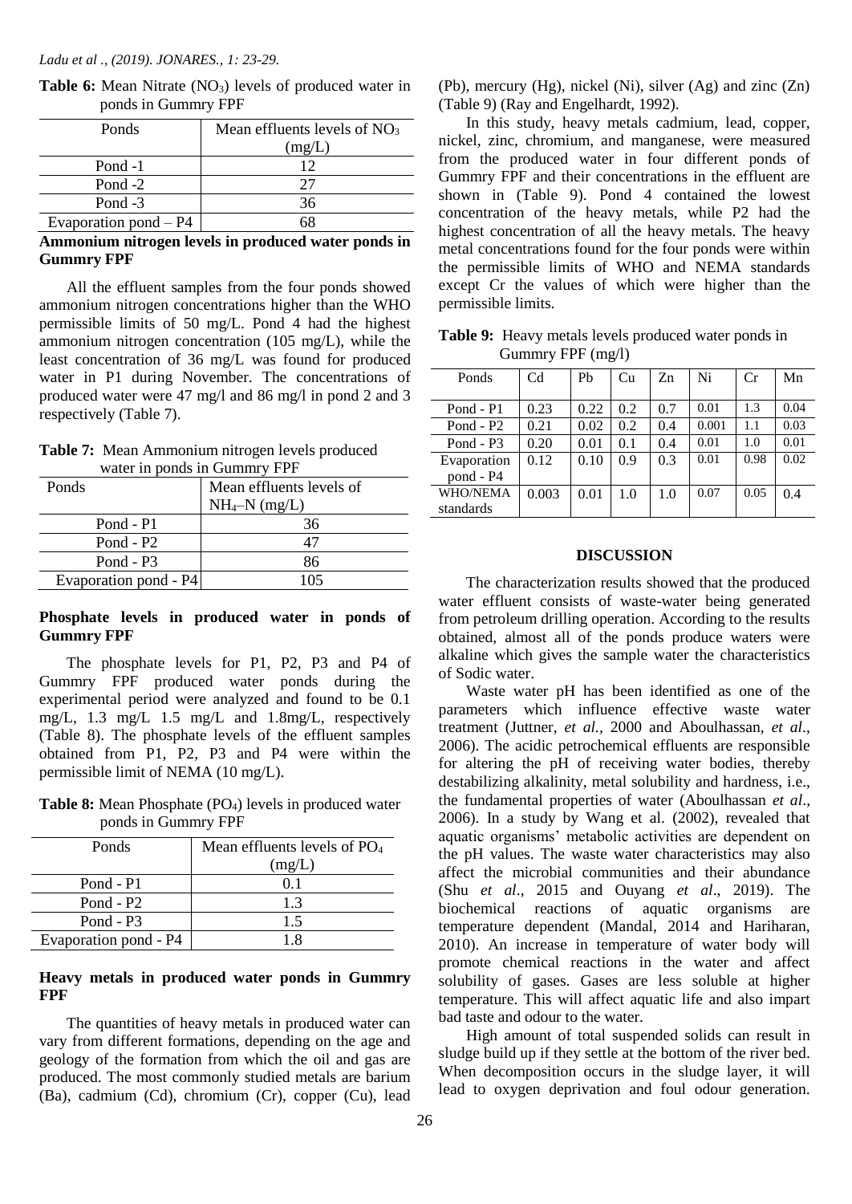**Table 6:** Mean Nitrate ($NO_3$) levels of produced water in ponds in Gummry FPF

| Ponds | Mean effluents levels of $NO_3$ (mg/L) |
|---|---|
| Pond -1 | 12 |
| Pond -2 | 27 |
| Pond -3 | 36 |
| Evaporation pond – P4 | 68 |

### Ammonium nitrogen levels in produced water ponds in Gummry FPF

All the effluent samples from the four ponds showed ammonium nitrogen concentrations higher than the WHO permissible limits of 50 mg/L. Pond 4 had the highest ammonium nitrogen concentration (105 mg/L), while the least concentration of 36 mg/L was found for produced water in P1 during November. The concentrations of produced water were 47 mg/l and 86 mg/l in pond 2 and 3 respectively (Table 7).

**Table 7:** Mean Ammonium nitrogen levels produced water in ponds in Gummry FPF

| Ponds | Mean effluents levels of $NH_4$–N (mg/L) |
|---|---|
| Pond - P1 | 36 |
| Pond - P2 | 47 |
| Pond - P3 | 86 |
| Evaporation pond - P4 | 105 |

### Phosphate levels in produced water in ponds of Gummry FPF

The phosphate levels for P1, P2, P3 and P4 of Gummry FPF produced water ponds during the experimental period were analyzed and found to be 0.1 mg/L, 1.3 mg/L 1.5 mg/L and 1.8mg/L, respectively (Table 8). The phosphate levels of the effluent samples obtained from P1, P2, P3 and P4 were within the permissible limit of NEMA (10 mg/L).

**Table 8:** Mean Phosphate ($PO_4$) levels in produced water ponds in Gummry FPF

| Ponds | Mean effluents levels of $PO_4$ (mg/L) |
|---|---|
| Pond - P1 | 0.1 |
| Pond - P2 | 1.3 |
| Pond - P3 | 1.5 |
| Evaporation pond - P4 | 1.8 |

### Heavy metals in produced water ponds in Gummry FPF

The quantities of heavy metals in produced water can vary from different formations, depending on the age and geology of the formation from which the oil and gas are produced. The most commonly studied metals are barium (Ba), cadmium (Cd), chromium (Cr), copper (Cu), lead (Pb), mercury (Hg), nickel (Ni), silver (Ag) and zinc (Zn) (Table 9) (Ray and Engelhardt, 1992).

In this study, heavy metals cadmium, lead, copper, nickel, zinc, chromium, and manganese, were measured from the produced water in four different ponds of Gummry FPF and their concentrations in the effluent are shown in (Table 9). Pond 4 contained the lowest concentration of the heavy metals, while P2 had the highest concentration of all the heavy metals. The heavy metal concentrations found for the four ponds were within the permissible limits of WHO and NEMA standards except Cr the values of which were higher than the permissible limits.

**Table 9:** Heavy metals levels produced water ponds in Gummry FPF (mg/l)

| Ponds | Cd | Pb | Cu | Zn | Ni | Cr | Mn |
|---|---|---|---|---|---|---|---|
| Pond - P1 | 0.23 | 0.22 | 0.2 | 0.7 | 0.01 | 1.3 | 0.04 |
| Pond - P2 | 0.21 | 0.02 | 0.2 | 0.4 | 0.001 | 1.1 | 0.03 |
| Pond - P3 | 0.20 | 0.01 | 0.1 | 0.4 | 0.01 | 1.0 | 0.01 |
| Evaporation pond - P4 | 0.12 | 0.10 | 0.9 | 0.3 | 0.01 | 0.98 | 0.02 |
| WHO/NEMA standards | 0.003 | 0.01 | 1.0 | 1.0 | 0.07 | 0.05 | 0.4 |

## DISCUSSION

The characterization results showed that the produced water effluent consists of waste-water being generated from petroleum drilling operation. According to the results obtained, almost all of the ponds produce waters were alkaline which gives the sample water the characteristics of Sodic water.

Waste water pH has been identified as one of the parameters which influence effective waste water treatment (Juttner, *et al.*, 2000 and Aboulhassan, *et al*., 2006). The acidic petrochemical effluents are responsible for altering the pH of receiving water bodies, thereby destabilizing alkalinity, metal solubility and hardness, i.e., the fundamental properties of water (Aboulhassan *et al*., 2006). In a study by Wang et al. (2002), revealed that aquatic organisms' metabolic activities are dependent on the pH values. The waste water characteristics may also affect the microbial communities and their abundance (Shu *et al*., 2015 and Ouyang *et al*., 2019). The biochemical reactions of aquatic organisms are temperature dependent (Mandal, 2014 and Hariharan, 2010). An increase in temperature of water body will promote chemical reactions in the water and affect solubility of gases. Gases are less soluble at higher temperature. This will affect aquatic life and also impart bad taste and odour to the water.

High amount of total suspended solids can result in sludge build up if they settle at the bottom of the river bed. When decomposition occurs in the sludge layer, it will lead to oxygen deprivation and foul odour generation.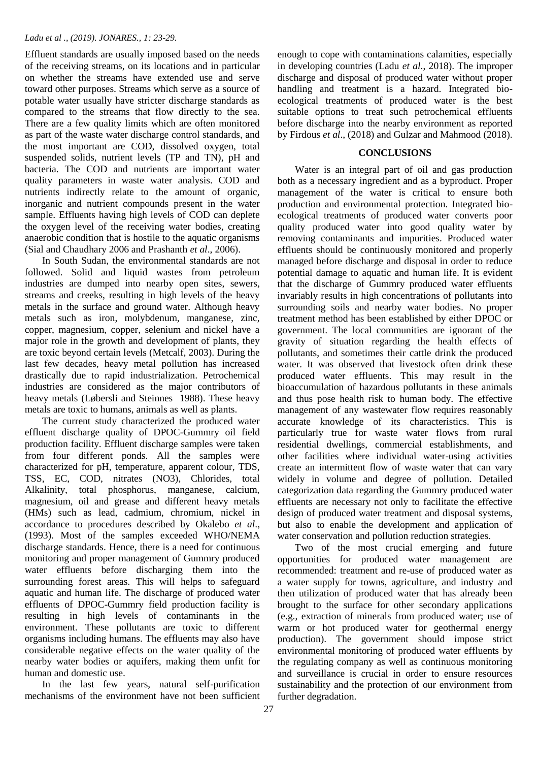Effluent standards are usually imposed based on the needs of the receiving streams, on its locations and in particular on whether the streams have extended use and serve toward other purposes. Streams which serve as a source of potable water usually have stricter discharge standards as compared to the streams that flow directly to the sea. There are a few quality limits which are often monitored as part of the waste water discharge control standards, and the most important are COD, dissolved oxygen, total suspended solids, nutrient levels (TP and TN), pH and bacteria. The COD and nutrients are important water quality parameters in waste water analysis. COD and nutrients indirectly relate to the amount of organic, inorganic and nutrient compounds present in the water sample. Effluents having high levels of COD can deplete the oxygen level of the receiving water bodies, creating anaerobic condition that is hostile to the aquatic organisms (Sial and Chaudhary 2006 and Prashanth *et al*., 2006).

In South Sudan, the environmental standards are not followed. Solid and liquid wastes from petroleum industries are dumped into nearby open sites, sewers, streams and creeks, resulting in high levels of the heavy metals in the surface and ground water. Although heavy metals such as iron, molybdenum, manganese, zinc, copper, magnesium, copper, selenium and nickel have a major role in the growth and development of plants, they are toxic beyond certain levels (Metcalf, 2003). During the last few decades, heavy metal pollution has increased drastically due to rapid industrialization. Petrochemical industries are considered as the major contributors of heavy metals (Løbersli and Steinnes 1988). These heavy metals are toxic to humans, animals as well as plants.

The current study characterized the produced water effluent discharge quality of DPOC-Gummry oil field production facility. Effluent discharge samples were taken from four different ponds. All the samples were characterized for pH, temperature, apparent colour, TDS, TSS, EC, COD, nitrates (NO3), Chlorides, total Alkalinity, total phosphorus, manganese, calcium, magnesium, oil and grease and different heavy metals (HMs) such as lead, cadmium, chromium, nickel in accordance to procedures described by Okalebo *et al*., (1993). Most of the samples exceeded WHO/NEMA discharge standards. Hence, there is a need for continuous monitoring and proper management of Gummry produced water effluents before discharging them into the surrounding forest areas. This will helps to safeguard aquatic and human life. The discharge of produced water effluents of DPOC-Gummry field production facility is resulting in high levels of contaminants in the environment. These pollutants are toxic to different organisms including humans. The effluents may also have considerable negative effects on the water quality of the nearby water bodies or aquifers, making them unfit for human and domestic use.

In the last few years, natural self-purification mechanisms of the environment have not been sufficient enough to cope with contaminations calamities, especially in developing countries (Ladu *et al*., 2018). The improper discharge and disposal of produced water without proper handling and treatment is a hazard. Integrated bio-ecological treatments of produced water is the best suitable options to treat such petrochemical effluents before discharge into the nearby environment as reported by Firdous *et al*., (2018) and Gulzar and Mahmood (2018).

## CONCLUSIONS

Water is an integral part of oil and gas production both as a necessary ingredient and as a byproduct. Proper management of the water is critical to ensure both production and environmental protection. Integrated bio-ecological treatments of produced water converts poor quality produced water into good quality water by removing contaminants and impurities. Produced water effluents should be continuously monitored and properly managed before discharge and disposal in order to reduce potential damage to aquatic and human life. It is evident that the discharge of Gummry produced water effluents invariably results in high concentrations of pollutants into surrounding soils and nearby water bodies. No proper treatment method has been established by either DPOC or government. The local communities are ignorant of the gravity of situation regarding the health effects of pollutants, and sometimes their cattle drink the produced water. It was observed that livestock often drink these produced water effluents. This may result in the bioaccumulation of hazardous pollutants in these animals and thus pose health risk to human body. The effective management of any wastewater flow requires reasonably accurate knowledge of its characteristics. This is particularly true for waste water flows from rural residential dwellings, commercial establishments, and other facilities where individual water-using activities create an intermittent flow of waste water that can vary widely in volume and degree of pollution. Detailed categorization data regarding the Gummry produced water effluents are necessary not only to facilitate the effective design of produced water treatment and disposal systems, but also to enable the development and application of water conservation and pollution reduction strategies.

Two of the most crucial emerging and future opportunities for produced water management are recommended: treatment and re-use of produced water as a water supply for towns, agriculture, and industry and then utilization of produced water that has already been brought to the surface for other secondary applications (e.g., extraction of minerals from produced water; use of warm or hot produced water for geothermal energy production). The government should impose strict environmental monitoring of produced water effluents by the regulating company as well as continuous monitoring and surveillance is crucial in order to ensure resources sustainability and the protection of our environment from further degradation.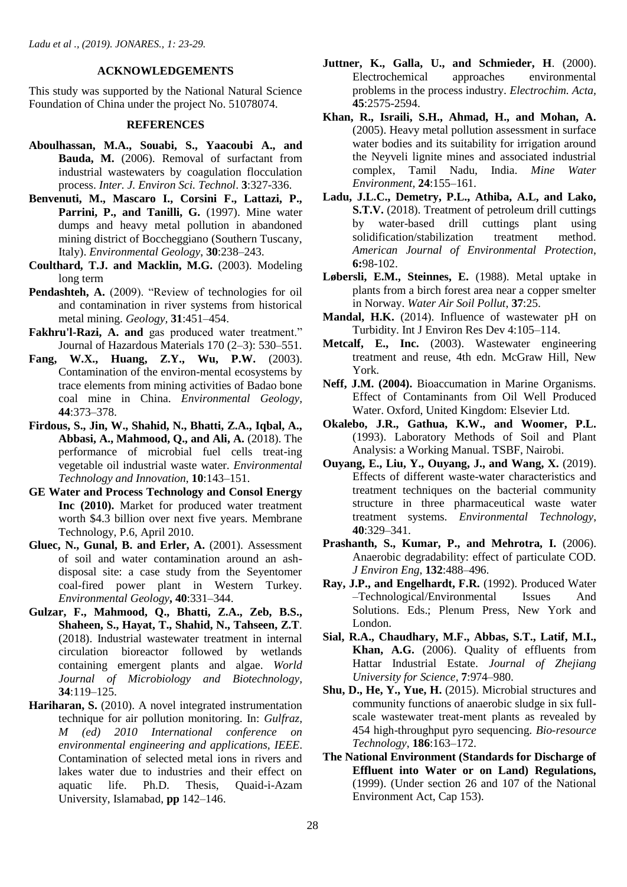## ACKNOWLEDGEMENTS

This study was supported by the National Natural Science Foundation of China under the project No. 51078074.

## REFERENCES

**Aboulhassan, M.A., Souabi, S., Yaacoubi A., and Bauda, M.** (2006). Removal of surfactant from industrial wastewaters by coagulation flocculation process. *Inter. J. Environ Sci. Technol*. **3**:327-336.

**Benvenuti, M., Mascaro I., Corsini F., Lattazi, P., Parrini, P., and Tanilli, G.** (1997). Mine water dumps and heavy metal pollution in abandoned mining district of Boccheggiano (Southern Tuscany, Italy). *Environmental Geology*, **30**:238–243.

**Coulthard, T.J. and Macklin, M.G.** (2003). Modeling long term

**Pendashteh, A.** (2009). "Review of technologies for oil and contamination in river systems from historical metal mining. *Geology*, **31**:451–454.

**Fakhru'l-Razi, A. and** gas produced water treatment." Journal of Hazardous Materials 170 (2–3): 530–551.

**Fang, W.X., Huang, Z.Y., Wu, P.W.** (2003). Contamination of the environ-mental ecosystems by trace elements from mining activities of Badao bone coal mine in China. *Environmental Geology*, **44**:373–378.

**Firdous, S., Jin, W., Shahid, N., Bhatti, Z.A., Iqbal, A., Abbasi, A., Mahmood, Q., and Ali, A.** (2018). The performance of microbial fuel cells treat-ing vegetable oil industrial waste water. *Environmental Technology and Innovation*, **10**:143–151.

**GE Water and Process Technology and Consol Energy Inc (2010).** Market for produced water treatment worth $4.3 billion over next five years. Membrane Technology, P.6, April 2010.

**Gluec, N., Gunal, B. and Erler, A.** (2001). Assessment of soil and water contamination around an ash-disposal site: a case study from the Seyentomer coal-fired power plant in Western Turkey. *Environmental Geology***, 40**:331–344.

**Gulzar, F., Mahmood, Q., Bhatti, Z.A., Zeb, B.S., Shaheen, S., Hayat, T., Shahid, N., Tahseen, Z.T**. (2018). Industrial wastewater treatment in internal circulation bioreactor followed by wetlands containing emergent plants and algae. *World Journal of Microbiology and Biotechnology*, **34**:119–125.

**Hariharan, S.** (2010). A novel integrated instrumentation technique for air pollution monitoring. In: *Gulfraz, M (ed) 2010 International conference on environmental engineering and applications, IEEE*. Contamination of selected metal ions in rivers and lakes water due to industries and their effect on aquatic life. Ph.D. Thesis, Quaid-i-Azam University, Islamabad, **pp** 142–146.

**Juttner, K., Galla, U., and Schmieder, H**. (2000). Electrochemical approaches environmental problems in the process industry. *Electrochim. Acta,* **45**:2575-2594.

**Khan, R., Israili, S.H., Ahmad, H., and Mohan, A.** (2005). Heavy metal pollution assessment in surface water bodies and its suitability for irrigation around the Neyveli lignite mines and associated industrial complex, Tamil Nadu, India. *Mine Water Environment*, **24**:155–161.

**Ladu, J.L.C., Demetry, P.L., Athiba, A.L, and Lako, S.T.V.** (2018). Treatment of petroleum drill cuttings by water-based drill cuttings plant using solidification/stabilization treatment method. *American Journal of Environmental Protection*, **6:**98-102.

**Løbersli, E.M., Steinnes, E.** (1988). Metal uptake in plants from a birch forest area near a copper smelter in Norway. *Water Air Soil Pollut*, **37**:25.

**Mandal, H.K.** (2014). Influence of wastewater pH on Turbidity. Int J Environ Res Dev 4:105–114.

**Metcalf, E., Inc.** (2003). Wastewater engineering treatment and reuse, 4th edn. McGraw Hill, New York.

**Neff, J.M. (2004).** Bioaccumation in Marine Organisms. Effect of Contaminants from Oil Well Produced Water. Oxford, United Kingdom: Elsevier Ltd.

**Okalebo, J.R., Gathua, K.W., and Woomer, P.L.** (1993). Laboratory Methods of Soil and Plant Analysis: a Working Manual. TSBF, Nairobi.

**Ouyang, E., Liu, Y., Ouyang, J., and Wang, X.** (2019). Effects of different waste-water characteristics and treatment techniques on the bacterial community structure in three pharmaceutical waste water treatment systems. *Environmental Technology*, **40**:329–341.

**Prashanth, S., Kumar, P., and Mehrotra, I.** (2006). Anaerobic degradability: effect of particulate COD. *J Environ Eng*, **132**:488–496.

**Ray, J.P., and Engelhardt, F.R.** (1992). Produced Water –Technological/Environmental Issues And Solutions. Eds.; Plenum Press, New York and London.

**Sial, R.A., Chaudhary, M.F., Abbas, S.T., Latif, M.I., Khan, A.G.** (2006). Quality of effluents from Hattar Industrial Estate. *Journal of Zhejiang University for Science*, **7**:974–980.

**Shu, D., He, Y., Yue, H.** (2015). Microbial structures and community functions of anaerobic sludge in six full-scale wastewater treat-ment plants as revealed by 454 high-throughput pyro sequencing. *Bio-resource Technology*, **186**:163–172.

**The National Environment (Standards for Discharge of Effluent into Water or on Land) Regulations,** (1999). (Under section 26 and 107 of the National Environment Act, Cap 153).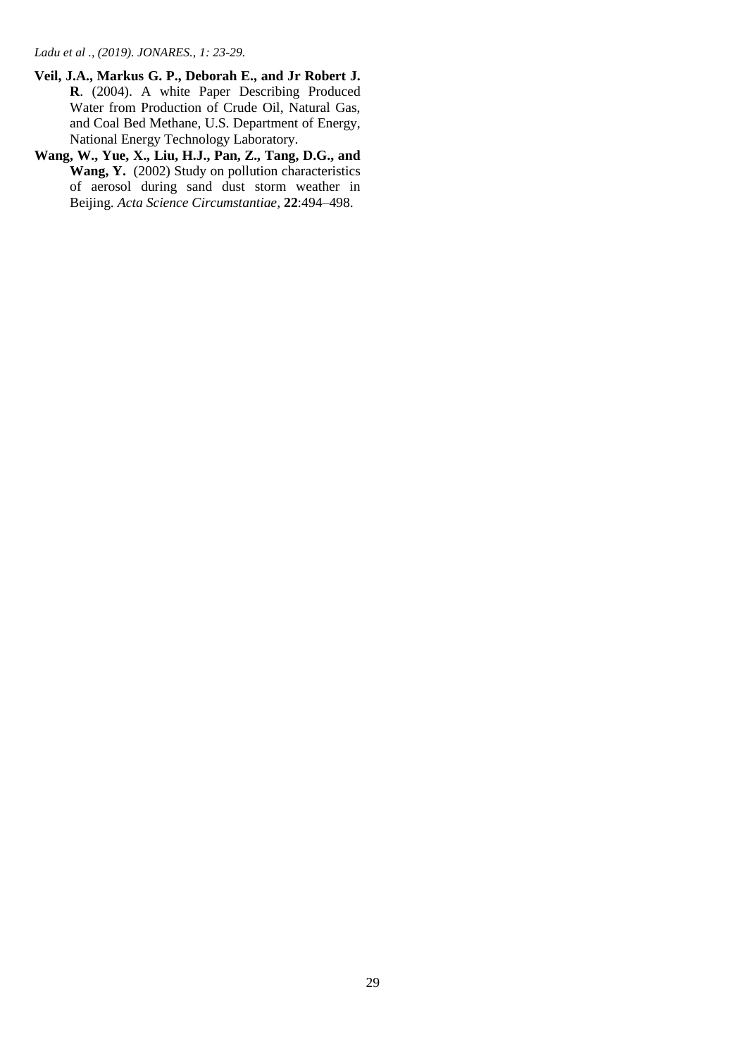**Veil, J.A., Markus G. P., Deborah E., and Jr Robert J. R**. (2004). A white Paper Describing Produced Water from Production of Crude Oil, Natural Gas, and Coal Bed Methane, U.S. Department of Energy, National Energy Technology Laboratory.

**Wang, W., Yue, X., Liu, H.J., Pan, Z., Tang, D.G., and Wang, Y.** (2002) Study on pollution characteristics of aerosol during sand dust storm weather in Beijing. *Acta Science Circumstantiae*, **22**:494–498.